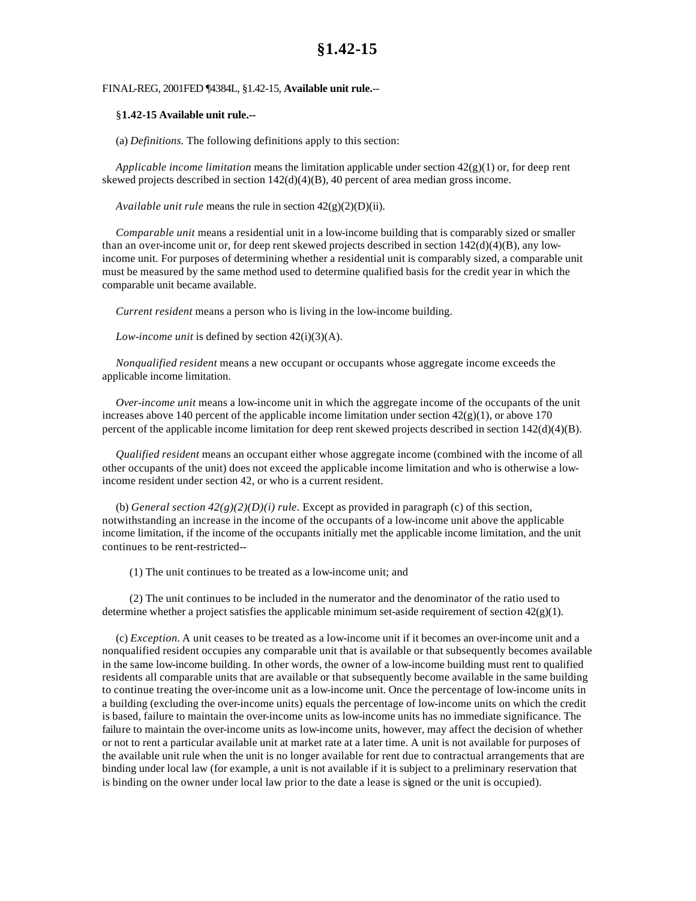# §1.42-15

FINAL-REG, 2001FED ¶4384L, §1.42-15, **Available unit rule.**--

§**1.42-15 Available unit rule.--**

(a) *Definitions.* The following definitions apply to this section:

*Applicable income limitation* means the limitation applicable under section 42(g)(1) or, for deep rent skewed projects described in section 142(d)(4)(B), 40 percent of area median gross income.

*Available unit rule* means the rule in section 42(g)(2)(D)(ii).

*Comparable unit* means a residential unit in a low-income building that is comparably sized or smaller than an over-income unit or, for deep rent skewed projects described in section 142(d)(4)(B), any low-income unit. For purposes of determining whether a residential unit is comparably sized, a comparable unit must be measured by the same method used to determine qualified basis for the credit year in which the comparable unit became available.

*Current resident* means a person who is living in the low-income building.

*Low-income unit* is defined by section 42(i)(3)(A).

*Nonqualified resident* means a new occupant or occupants whose aggregate income exceeds the applicable income limitation.

*Over-income unit* means a low-income unit in which the aggregate income of the occupants of the unit increases above 140 percent of the applicable income limitation under section 42(g)(1), or above 170 percent of the applicable income limitation for deep rent skewed projects described in section 142(d)(4)(B).

*Qualified resident* means an occupant either whose aggregate income (combined with the income of all other occupants of the unit) does not exceed the applicable income limitation and who is otherwise a low-income resident under section 42, or who is a current resident.

(b) *General section 42(g)(2)(D)(i) rule.* Except as provided in paragraph (c) of this section, notwithstanding an increase in the income of the occupants of a low-income unit above the applicable income limitation, if the income of the occupants initially met the applicable income limitation, and the unit continues to be rent-restricted--

(1) The unit continues to be treated as a low-income unit; and

(2) The unit continues to be included in the numerator and the denominator of the ratio used to determine whether a project satisfies the applicable minimum set-aside requirement of section 42(g)(1).

(c) *Exception.* A unit ceases to be treated as a low-income unit if it becomes an over-income unit and a nonqualified resident occupies any comparable unit that is available or that subsequently becomes available in the same low-income building. In other words, the owner of a low-income building must rent to qualified residents all comparable units that are available or that subsequently become available in the same building to continue treating the over-income unit as a low-income unit. Once the percentage of low-income units in a building (excluding the over-income units) equals the percentage of low-income units on which the credit is based, failure to maintain the over-income units as low-income units has no immediate significance. The failure to maintain the over-income units as low-income units, however, may affect the decision of whether or not to rent a particular available unit at market rate at a later time. A unit is not available for purposes of the available unit rule when the unit is no longer available for rent due to contractual arrangements that are binding under local law (for example, a unit is not available if it is subject to a preliminary reservation that is binding on the owner under local law prior to the date a lease is signed or the unit is occupied).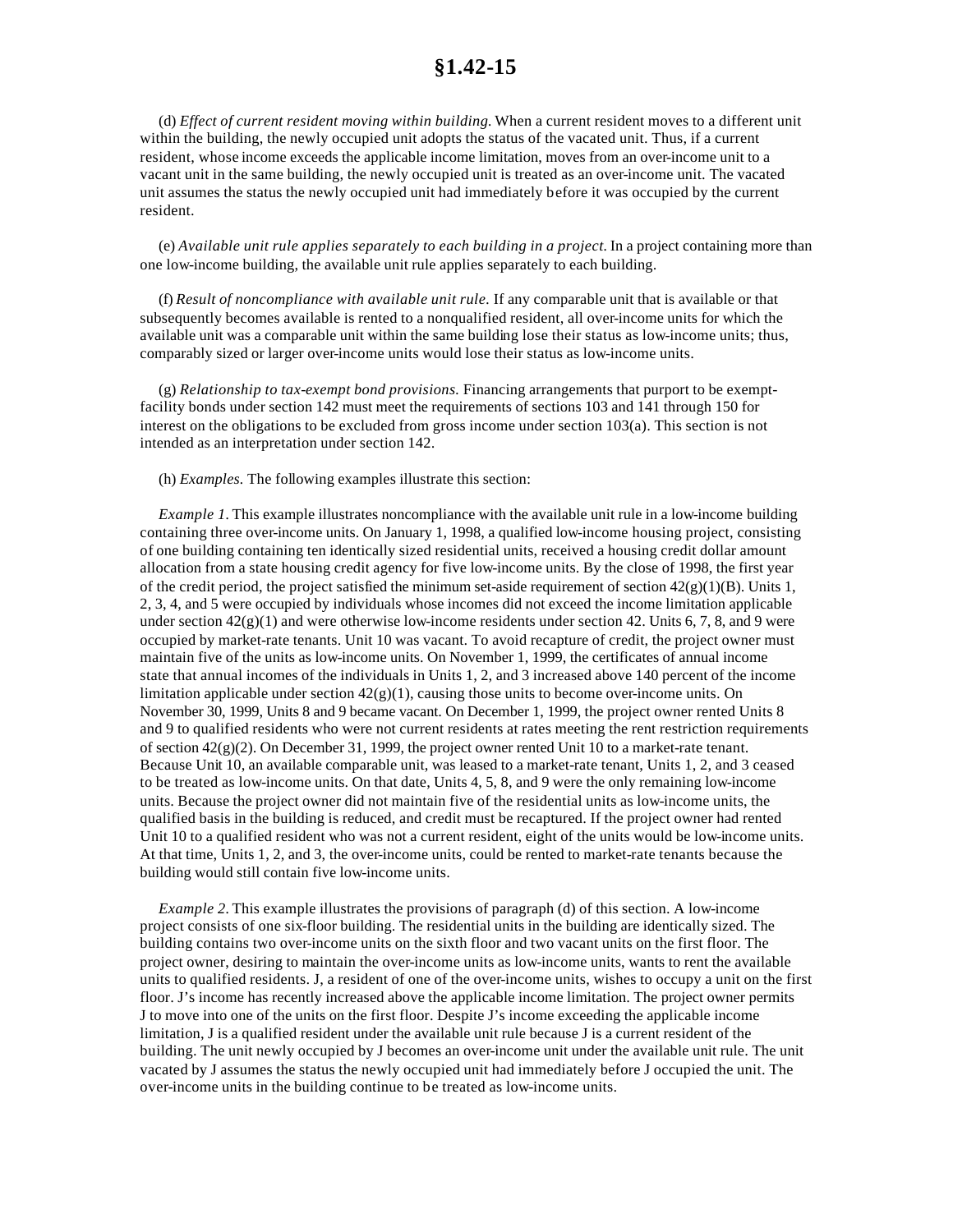# §1.42-15

(d) *Effect of current resident moving within building.* When a current resident moves to a different unit within the building, the newly occupied unit adopts the status of the vacated unit. Thus, if a current resident, whose income exceeds the applicable income limitation, moves from an over-income unit to a vacant unit in the same building, the newly occupied unit is treated as an over-income unit. The vacated unit assumes the status the newly occupied unit had immediately before it was occupied by the current resident.

(e) *Available unit rule applies separately to each building in a project.* In a project containing more than one low-income building, the available unit rule applies separately to each building.

(f) *Result of noncompliance with available unit rule.* If any comparable unit that is available or that subsequently becomes available is rented to a nonqualified resident, all over-income units for which the available unit was a comparable unit within the same building lose their status as low-income units; thus, comparably sized or larger over-income units would lose their status as low-income units.

(g) *Relationship to tax-exempt bond provisions.* Financing arrangements that purport to be exempt-facility bonds under section 142 must meet the requirements of sections 103 and 141 through 150 for interest on the obligations to be excluded from gross income under section 103(a). This section is not intended as an interpretation under section 142.

(h) *Examples.* The following examples illustrate this section:

*Example 1.* This example illustrates noncompliance with the available unit rule in a low-income building containing three over-income units. On January 1, 1998, a qualified low-income housing project, consisting of one building containing ten identically sized residential units, received a housing credit dollar amount allocation from a state housing credit agency for five low-income units. By the close of 1998, the first year of the credit period, the project satisfied the minimum set-aside requirement of section 42(g)(1)(B). Units 1, 2, 3, 4, and 5 were occupied by individuals whose incomes did not exceed the income limitation applicable under section 42(g)(1) and were otherwise low-income residents under section 42. Units 6, 7, 8, and 9 were occupied by market-rate tenants. Unit 10 was vacant. To avoid recapture of credit, the project owner must maintain five of the units as low-income units. On November 1, 1999, the certificates of annual income state that annual incomes of the individuals in Units 1, 2, and 3 increased above 140 percent of the income limitation applicable under section 42(g)(1), causing those units to become over-income units. On November 30, 1999, Units 8 and 9 became vacant. On December 1, 1999, the project owner rented Units 8 and 9 to qualified residents who were not current residents at rates meeting the rent restriction requirements of section 42(g)(2). On December 31, 1999, the project owner rented Unit 10 to a market-rate tenant. Because Unit 10, an available comparable unit, was leased to a market-rate tenant, Units 1, 2, and 3 ceased to be treated as low-income units. On that date, Units 4, 5, 8, and 9 were the only remaining low-income units. Because the project owner did not maintain five of the residential units as low-income units, the qualified basis in the building is reduced, and credit must be recaptured. If the project owner had rented Unit 10 to a qualified resident who was not a current resident, eight of the units would be low-income units. At that time, Units 1, 2, and 3, the over-income units, could be rented to market-rate tenants because the building would still contain five low-income units.

*Example 2.* This example illustrates the provisions of paragraph (d) of this section. A low-income project consists of one six-floor building. The residential units in the building are identically sized. The building contains two over-income units on the sixth floor and two vacant units on the first floor. The project owner, desiring to maintain the over-income units as low-income units, wants to rent the available units to qualified residents. J, a resident of one of the over-income units, wishes to occupy a unit on the first floor. J's income has recently increased above the applicable income limitation. The project owner permits J to move into one of the units on the first floor. Despite J's income exceeding the applicable income limitation, J is a qualified resident under the available unit rule because J is a current resident of the building. The unit newly occupied by J becomes an over-income unit under the available unit rule. The unit vacated by J assumes the status the newly occupied unit had immediately before J occupied the unit. The over-income units in the building continue to be treated as low-income units.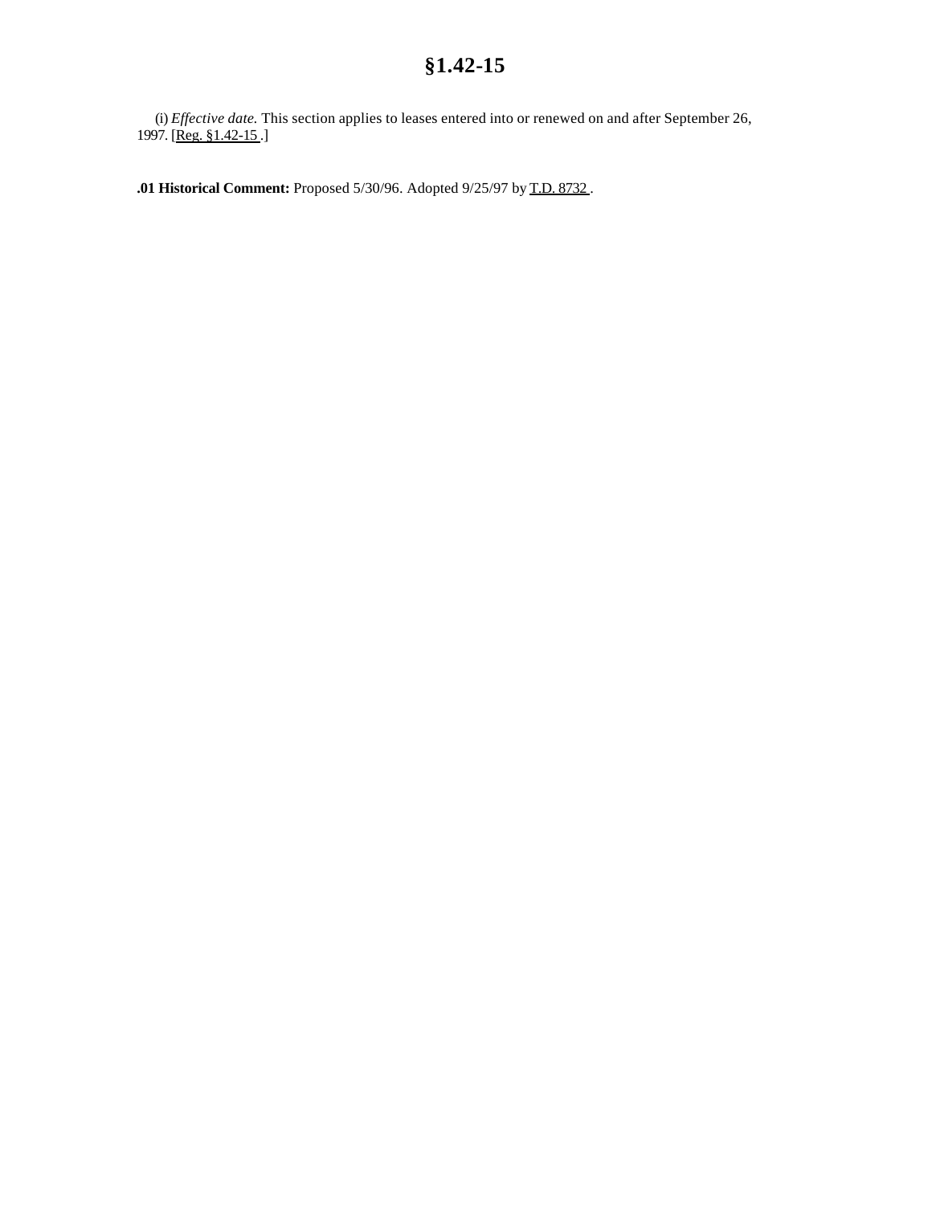(i) *Effective date.* This section applies to leases entered into or renewed on and after September 26, 1997. [Reg. §1.42-15.]

**.01 Historical Comment:** Proposed 5/30/96. Adopted 9/25/97 by T.D. 8732.